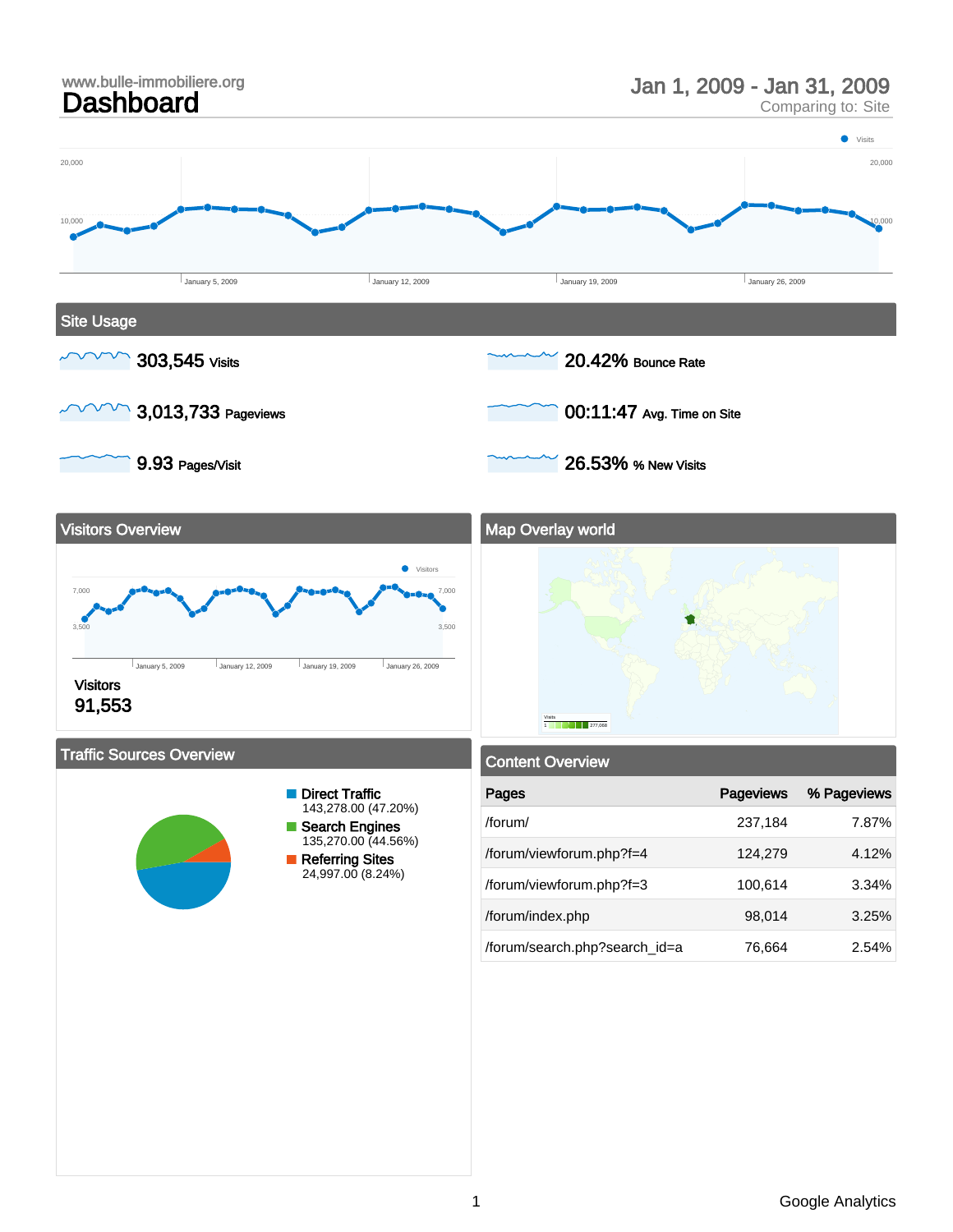www.bulle-immobiliere.org

# Dashboard

Jan 1, 2009 - Jan 31, 2009
Comparing to: Site

## Site Usage

**303,545** Visits

**20.42%** Bounce Rate

**3,013,733** Pageviews

**00:11:47** Avg. Time on Site

**9.93** Pages/Visit

**26.53%** % New Visits

## Visitors Overview

Visitors
**91,553**

## Map Overlay world

## Traffic Sources Overview

- **Direct Traffic**
  143,278.00 (47.20%)
- **Search Engines**
  135,270.00 (44.56%)
- **Referring Sites**
  24,997.00 (8.24%)

## Content Overview

| Pages | Pageviews | % Pageviews |
| --- | --- | --- |
| /forum/ | 237,184 | 7.87% |
| /forum/viewforum.php?f=4 | 124,279 | 4.12% |
| /forum/viewforum.php?f=3 | 100,614 | 3.34% |
| /forum/index.php | 98,014 | 3.25% |
| /forum/search.php?search_id=a | 76,664 | 2.54% |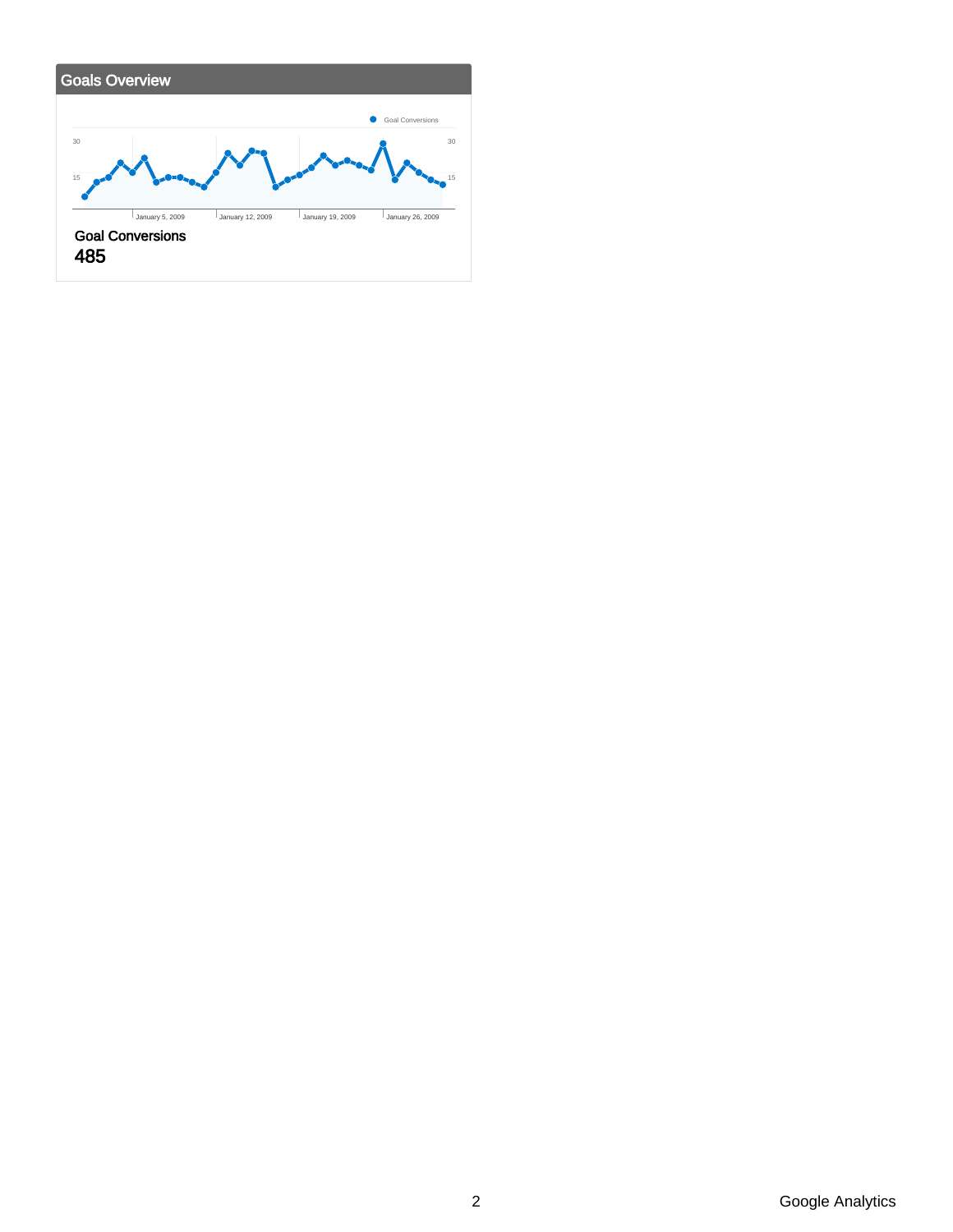## Goals Overview

Goal Conversions

30 &nbsp;&nbsp;&nbsp; 30

15 &nbsp;&nbsp;&nbsp; 15

January 5, 2009 &nbsp;&nbsp; January 12, 2009 &nbsp;&nbsp; January 19, 2009 &nbsp;&nbsp; January 26, 2009

**Goal Conversions**

**485**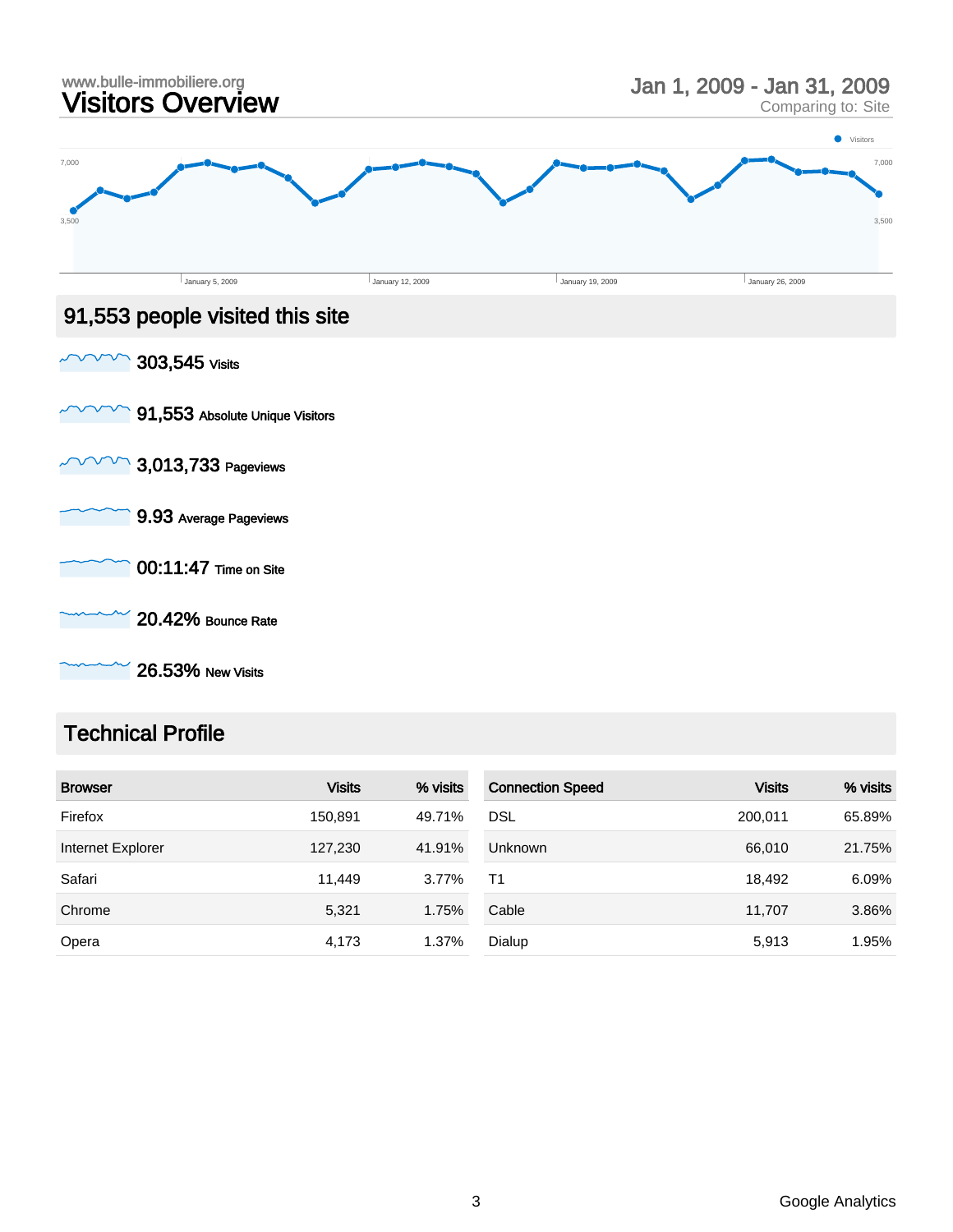www.bulle-immobiliere.org

# Visitors Overview

Jan 1, 2009 - Jan 31, 2009
Comparing to: Site

## 91,553 people visited this site

- **303,545** Visits
- **91,553** Absolute Unique Visitors
- **3,013,733** Pageviews
- **9.93** Average Pageviews
- **00:11:47** Time on Site
- **20.42%** Bounce Rate
- **26.53%** New Visits

## Technical Profile

| Browser | Visits | % visits |
|---|---|---|
| Firefox | 150,891 | 49.71% |
| Internet Explorer | 127,230 | 41.91% |
| Safari | 11,449 | 3.77% |
| Chrome | 5,321 | 1.75% |
| Opera | 4,173 | 1.37% |

| Connection Speed | Visits | % visits |
|---|---|---|
| DSL | 200,011 | 65.89% |
| Unknown | 66,010 | 21.75% |
| T1 | 18,492 | 6.09% |
| Cable | 11,707 | 3.86% |
| Dialup | 5,913 | 1.95% |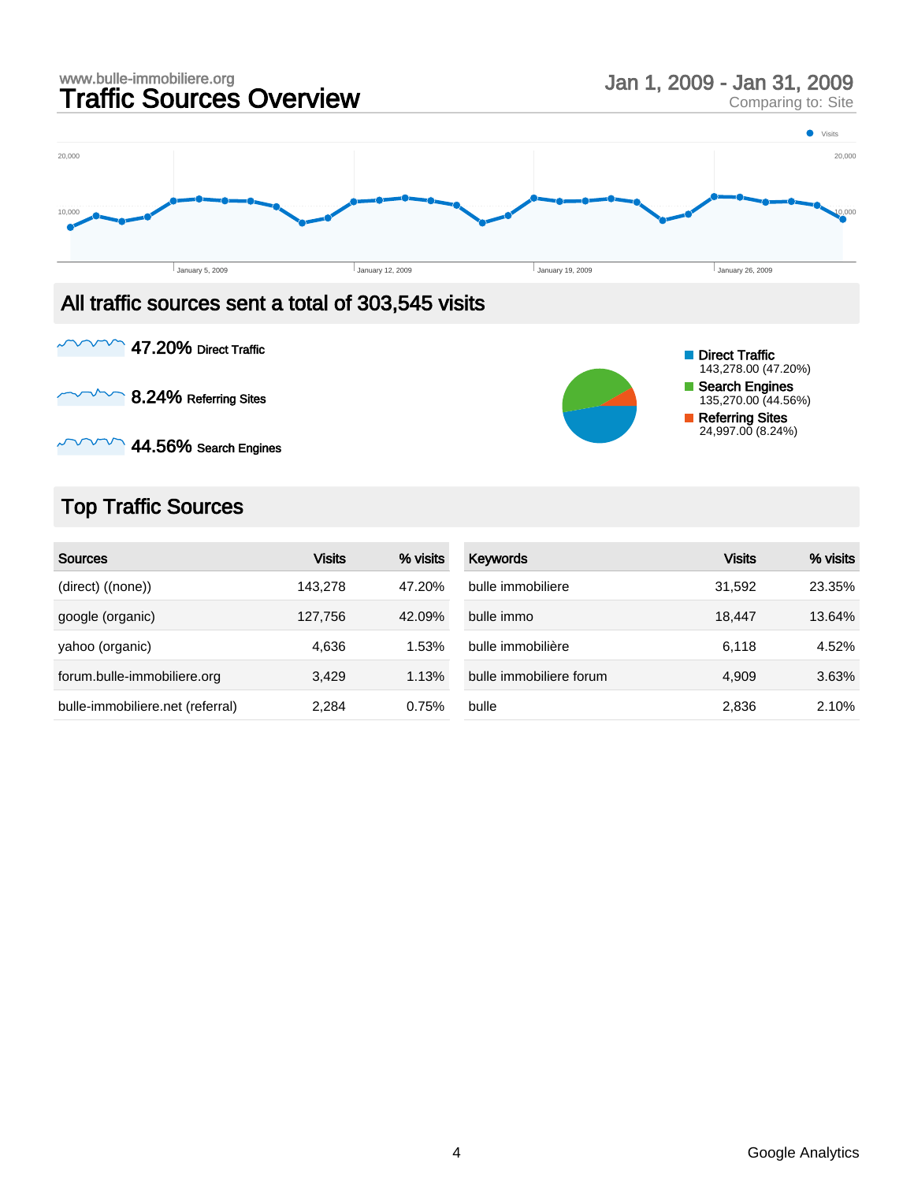www.bulle-immobiliere.org

# Traffic Sources Overview

Jan 1, 2009 - Jan 31, 2009
Comparing to: Site

## All traffic sources sent a total of 303,545 visits

**47.20%** Direct Traffic

**8.24%** Referring Sites

**44.56%** Search Engines

- Direct Traffic: 143,278.00 (47.20%)
- Search Engines: 135,270.00 (44.56%)
- Referring Sites: 24,997.00 (8.24%)

## Top Traffic Sources

| Sources | Visits | % visits |
|---|---|---|
| (direct) ((none)) | 143,278 | 47.20% |
| google (organic) | 127,756 | 42.09% |
| yahoo (organic) | 4,636 | 1.53% |
| forum.bulle-immobiliere.org | 3,429 | 1.13% |
| bulle-immobiliere.net (referral) | 2,284 | 0.75% |

| Keywords | Visits | % visits |
|---|---|---|
| bulle immobiliere | 31,592 | 23.35% |
| bulle immo | 18,447 | 13.64% |
| bulle immobilière | 6,118 | 4.52% |
| bulle immobiliere forum | 4,909 | 3.63% |
| bulle | 2,836 | 2.10% |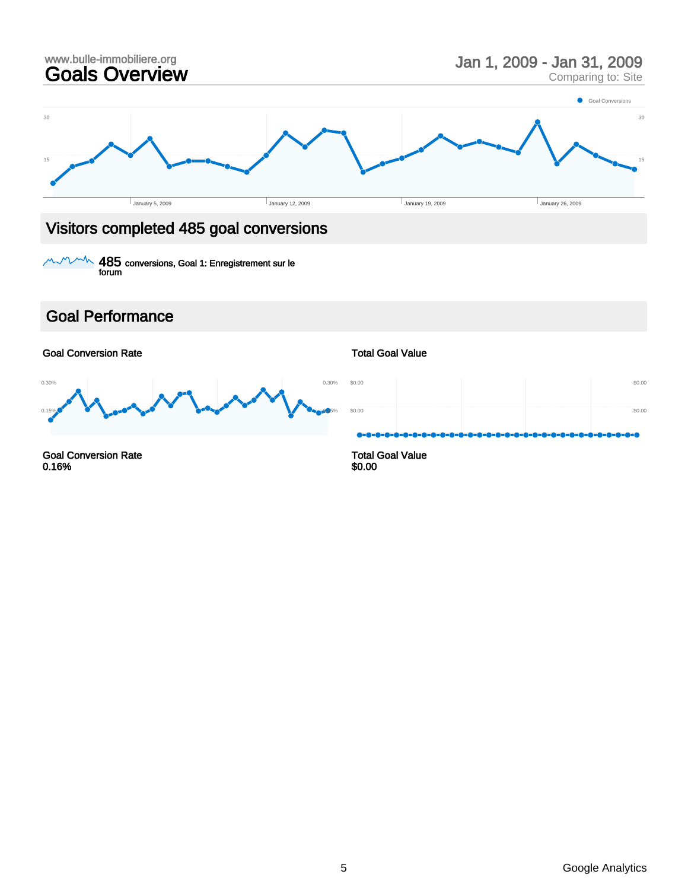www.bulle-immobiliere.org

# Goals Overview

Jan 1, 2009 - Jan 31, 2009
Comparing to: Site

Goal Conversions

30 | 30
15 | 15

January 5, 2009 | January 12, 2009 | January 19, 2009 | January 26, 2009

## Visitors completed 485 goal conversions

**485** conversions, Goal 1: Enregistrement sur le forum

## Goal Performance

**Goal Conversion Rate**

0.30% | 0.30%
0.15% | 0.15%

**Goal Conversion Rate**
**0.16%**

**Total Goal Value**

$0.00 | $0.00
$0.00 | $0.00

**Total Goal Value**
**$0.00**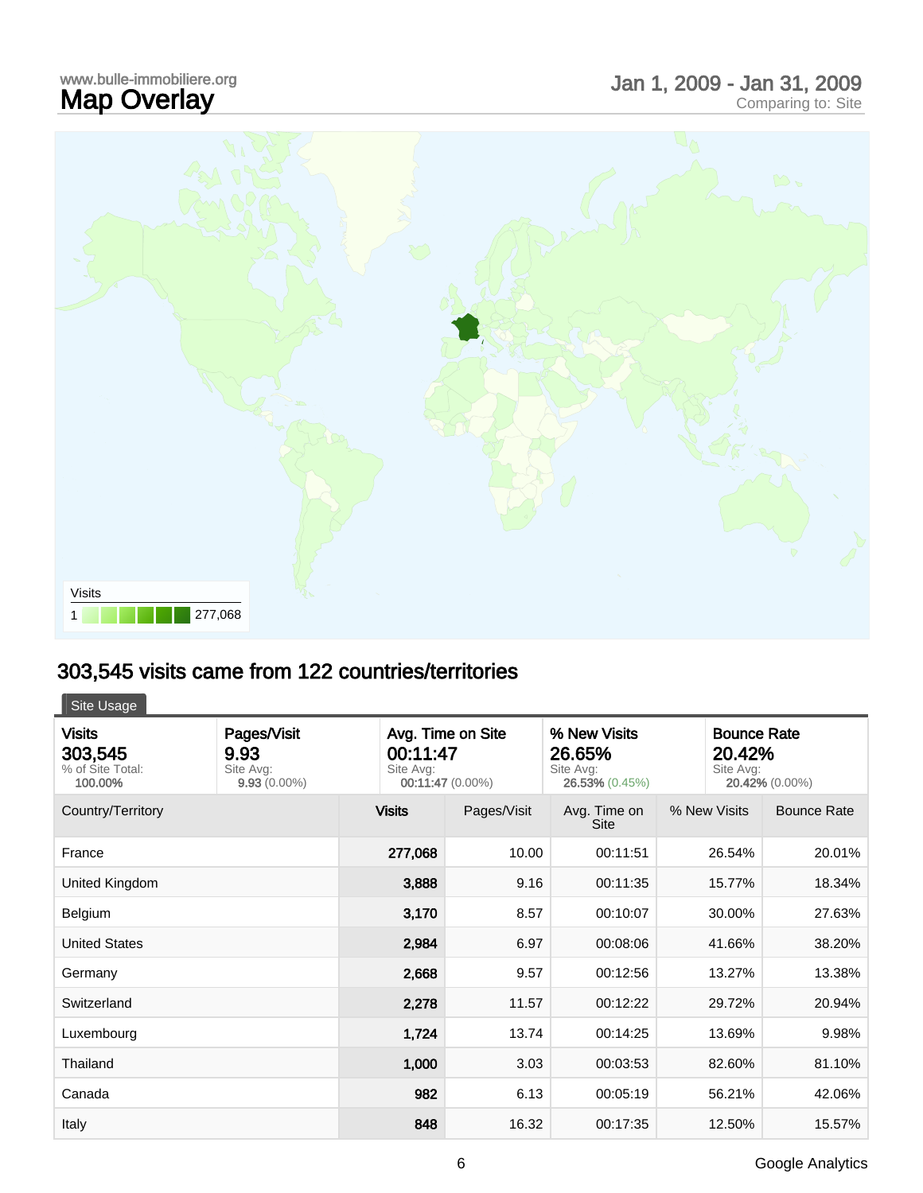www.bulle-immobiliere.org

# Map Overlay

Jan 1, 2009 - Jan 31, 2009
Comparing to: Site

Visits
1 277,068

## 303,545 visits came from 122 countries/territories

Site Usage

| Visits | Pages/Visit | Avg. Time on Site | % New Visits | Bounce Rate |
|---|---|---|---|---|
| 303,545<br>% of Site Total: **100.00%** | 9.93<br>Site Avg: **9.93** (0.00%) | 00:11:47<br>Site Avg: **00:11:47** (0.00%) | 26.65%<br>Site Avg: **26.53%** (0.45%) | 20.42%<br>Site Avg: **20.42%** (0.00%) |

| Country/Territory | Visits | Pages/Visit | Avg. Time on Site | % New Visits | Bounce Rate |
|---|---|---|---|---|---|
| France | 277,068 | 10.00 | 00:11:51 | 26.54% | 20.01% |
| United Kingdom | 3,888 | 9.16 | 00:11:35 | 15.77% | 18.34% |
| Belgium | 3,170 | 8.57 | 00:10:07 | 30.00% | 27.63% |
| United States | 2,984 | 6.97 | 00:08:06 | 41.66% | 38.20% |
| Germany | 2,668 | 9.57 | 00:12:56 | 13.27% | 13.38% |
| Switzerland | 2,278 | 11.57 | 00:12:22 | 29.72% | 20.94% |
| Luxembourg | 1,724 | 13.74 | 00:14:25 | 13.69% | 9.98% |
| Thailand | 1,000 | 3.03 | 00:03:53 | 82.60% | 81.10% |
| Canada | 982 | 6.13 | 00:05:19 | 56.21% | 42.06% |
| Italy | 848 | 16.32 | 00:17:35 | 12.50% | 15.57% |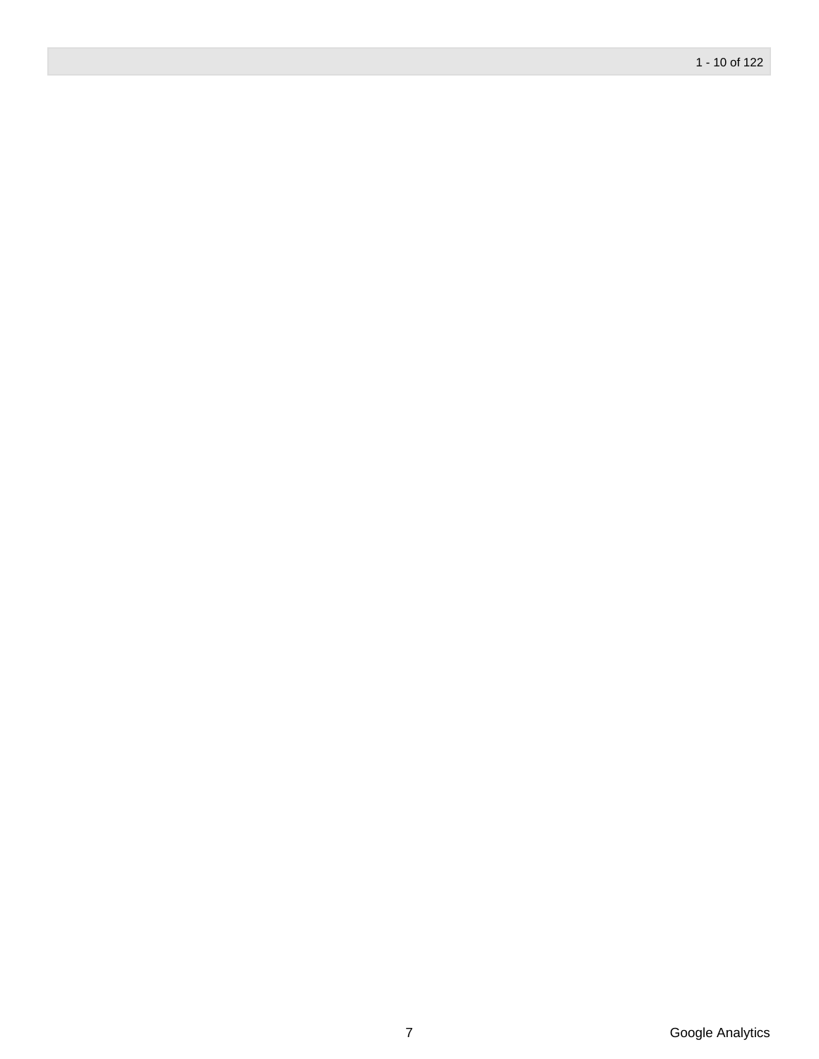1 - 10 of 122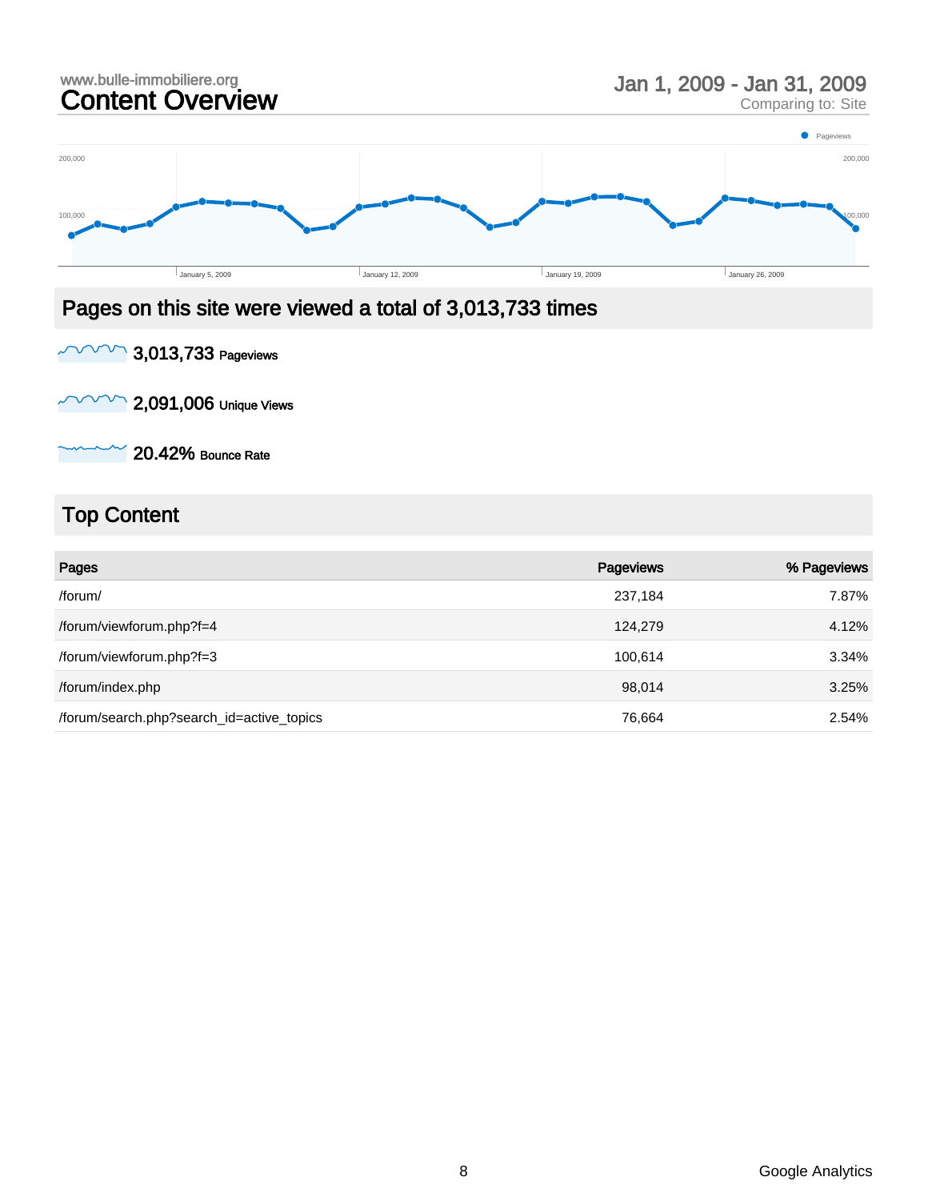www.bulle-immobiliere.org

# Content Overview

Jan 1, 2009 - Jan 31, 2009
Comparing to: Site

Pageviews

200,000
100,000
200,000
100,000

January 5, 2009
January 12, 2009
January 19, 2009
January 26, 2009

## Pages on this site were viewed a total of 3,013,733 times

3,013,733 Pageviews

2,091,006 Unique Views

20.42% Bounce Rate

## Top Content

| Pages | Pageviews | % Pageviews |
|---|---|---|
| /forum/ | 237,184 | 7.87% |
| /forum/viewforum.php?f=4 | 124,279 | 4.12% |
| /forum/viewforum.php?f=3 | 100,614 | 3.34% |
| /forum/index.php | 98,014 | 3.25% |
| /forum/search.php?search_id=active_topics | 76,664 | 2.54% |